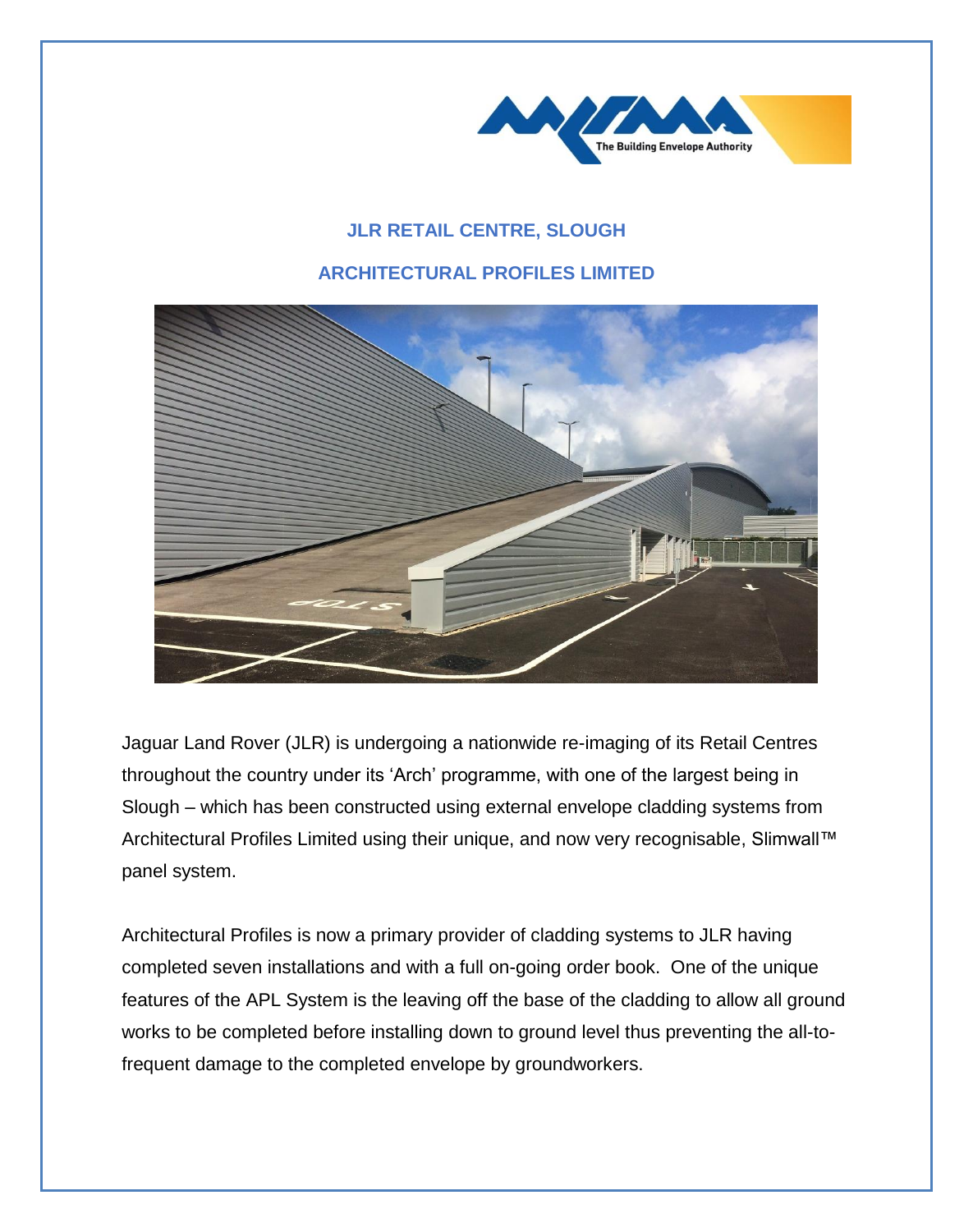## JLR RETAIL CENTRE, SLOUGH

## ARCHITECTURAL PROFILES LIMITED

Jaguar Land Rover (JLR) is undergoing a nationwide re-imaging of its Retail Centres throughout the country under its 'Arch' programme, with one of the largest being in Slough – which has been constructed using external envelope cladding systems from Architectural Profiles Limited using their unique, and now very recognisable, Slimwall™ panel system.

Architectural Profiles is now a primary provider of cladding systems to JLR having completed seven installations and with a full on-going order book. One of the unique features of the APL System is the leaving off the base of the cladding to allow all ground works to be completed before installing down to ground level thus preventing the all-to-frequent damage to the completed envelope by groundworkers.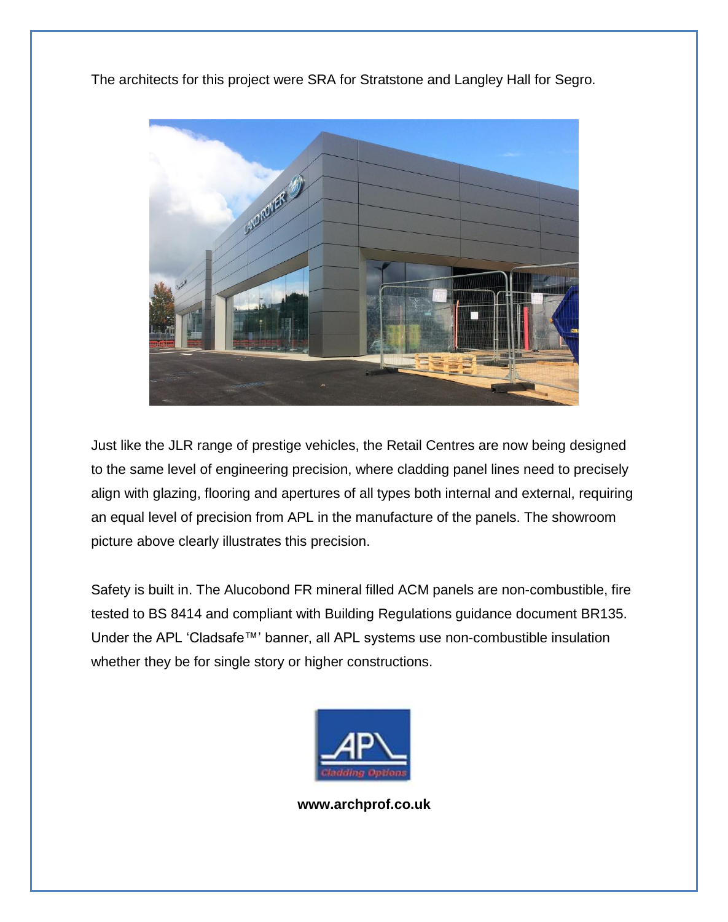The architects for this project were SRA for Stratstone and Langley Hall for Segro.

Just like the JLR range of prestige vehicles, the Retail Centres are now being designed to the same level of engineering precision, where cladding panel lines need to precisely align with glazing, flooring and apertures of all types both internal and external, requiring an equal level of precision from APL in the manufacture of the panels. The showroom picture above clearly illustrates this precision.

Safety is built in. The Alucobond FR mineral filled ACM panels are non-combustible, fire tested to BS 8414 and compliant with Building Regulations guidance document BR135. Under the APL 'Cladsafe™' banner, all APL systems use non-combustible insulation whether they be for single story or higher constructions.

**www.archprof.co.uk**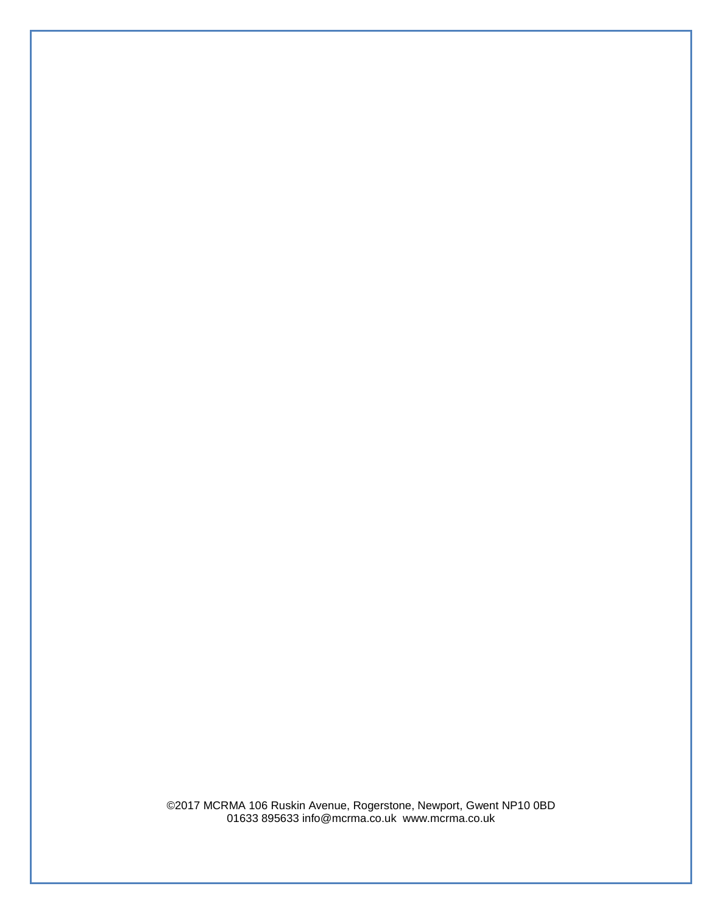©2017 MCRMA 106 Ruskin Avenue, Rogerstone, Newport, Gwent NP10 0BD
01633 895633 info@mcrma.co.uk www.mcrma.co.uk